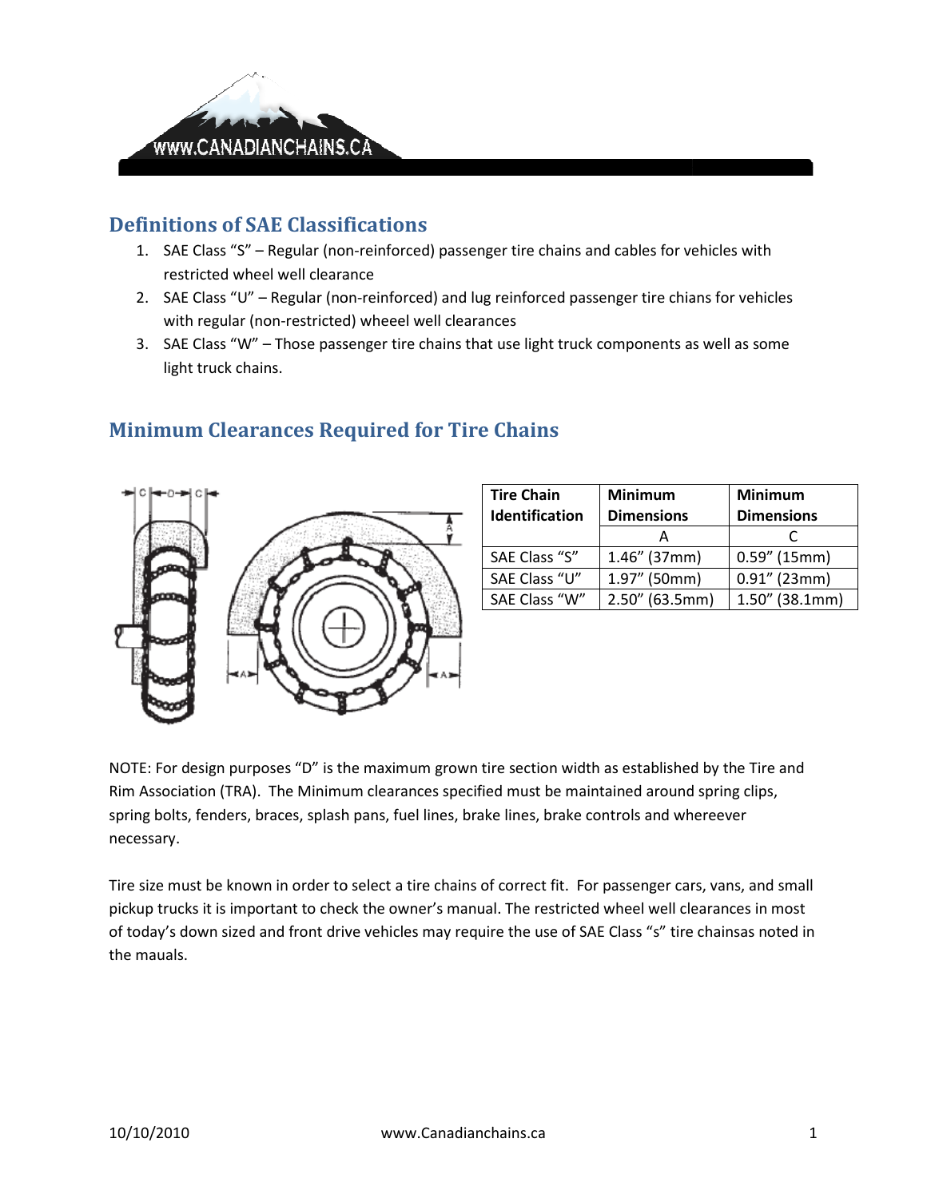## Definitions of SAE Classifications

1. SAE Class "S" – Regular (non-reinforced) passenger tire chains and cables for vehicles with restricted wheel well clearance
2. SAE Class "U" – Regular (non-reinforced) and lug reinforced passenger tire chians for vehicles with regular (non-restricted) wheeel well clearances
3. SAE Class "W" – Those passenger tire chains that use light truck components as well as some light truck chains.

## Minimum Clearances Required for Tire Chains

| Tire Chain Identification | Minimum Dimensions | Minimum Dimensions |
|---|---|---|
| | A | C |
| SAE Class "S" | 1.46" (37mm) | 0.59" (15mm) |
| SAE Class "U" | 1.97" (50mm) | 0.91" (23mm) |
| SAE Class "W" | 2.50" (63.5mm) | 1.50" (38.1mm) |

NOTE: For design purposes "D" is the maximum grown tire section width as established by the Tire and Rim Association (TRA). The Minimum clearances specified must be maintained around spring clips, spring bolts, fenders, braces, splash pans, fuel lines, brake lines, brake controls and whereever necessary.

Tire size must be known in order to select a tire chains of correct fit. For passenger cars, vans, and small pickup trucks it is important to check the owner's manual. The restricted wheel well clearances in most of today's down sized and front drive vehicles may require the use of SAE Class "s" tire chainsas noted in the mauals.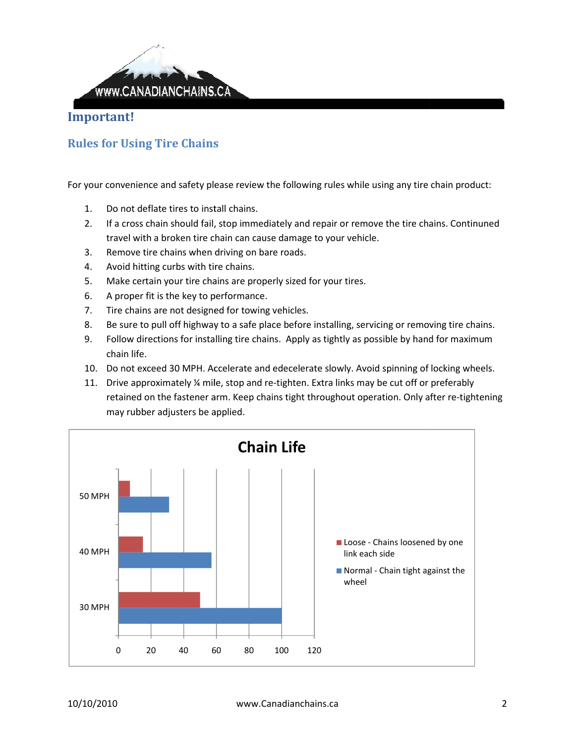# Important!

## Rules for Using Tire Chains

For your convenience and safety please review the following rules while using any tire chain product:

1. Do not deflate tires to install chains.
2. If a cross chain should fail, stop immediately and repair or remove the tire chains. Continued travel with a broken tire chain can cause damage to your vehicle.
3. Remove tire chains when driving on bare roads.
4. Avoid hitting curbs with tire chains.
5. Make certain your tire chains are properly sized for your tires.
6. A proper fit is the key to performance.
7. Tire chains are not designed for towing vehicles.
8. Be sure to pull off highway to a safe place before installing, servicing or removing tire chains.
9. Follow directions for installing tire chains. Apply as tightly as possible by hand for maximum chain life.
10. Do not exceed 30 MPH. Accelerate and edecelerate slowly. Avoid spinning of locking wheels.
11. Drive approximately ¼ mile, stop and re-tighten. Extra links may be cut off or preferably retained on the fastener arm. Keep chains tight throughout operation. Only after re-tightening may rubber adjusters be applied.

Chain Life

50 MPH
40 MPH
30 MPH

0 20 40 60 80 100 120

Loose - Chains loosened by one link each side

Normal - Chain tight against the wheel